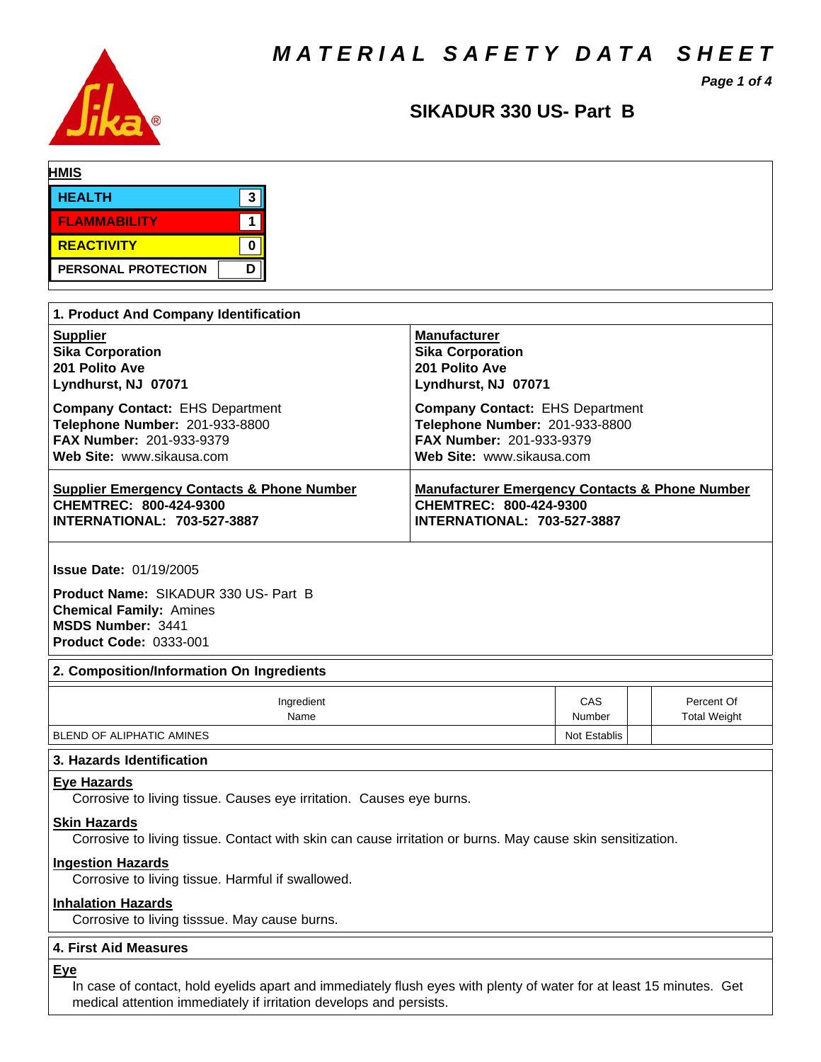# MATERIAL SAFETY DATA SHEET

## SIKADUR 330 US- Part B

**HMIS**

| | |
|---|---|
| HEALTH | 3 |
| FLAMMABILITY | 1 |
| REACTIVITY | 0 |
| PERSONAL PROTECTION | D |

## 1. Product And Company Identification

**Supplier**
**Sika Corporation**
**201 Polito Ave**
**Lyndhurst, NJ 07071**

**Company Contact:** EHS Department
**Telephone Number:** 201-933-8800
**FAX Number:** 201-933-9379
**Web Site:** www.sikausa.com

**Manufacturer**
**Sika Corporation**
**201 Polito Ave**
**Lyndhurst, NJ 07071**

**Company Contact:** EHS Department
**Telephone Number:** 201-933-8800
**FAX Number:** 201-933-9379
**Web Site:** www.sikausa.com

**Supplier Emergency Contacts & Phone Number**
**CHEMTREC: 800-424-9300**
**INTERNATIONAL: 703-527-3887**

**Manufacturer Emergency Contacts & Phone Number**
**CHEMTREC: 800-424-9300**
**INTERNATIONAL: 703-527-3887**

**Issue Date:** 01/19/2005

**Product Name:** SIKADUR 330 US- Part B
**Chemical Family:** Amines
**MSDS Number:** 3441
**Product Code:** 0333-001

## 2. Composition/Information On Ingredients

| Ingredient Name | CAS Number | | Percent Of Total Weight |
|---|---|---|---|
| BLEND OF ALIPHATIC AMINES | Not Establis | | |

## 3. Hazards Identification

**Eye Hazards**
Corrosive to living tissue. Causes eye irritation. Causes eye burns.

**Skin Hazards**
Corrosive to living tissue. Contact with skin can cause irritation or burns. May cause skin sensitization.

**Ingestion Hazards**
Corrosive to living tissue. Harmful if swallowed.

**Inhalation Hazards**
Corrosive to living tisssue. May cause burns.

## 4. First Aid Measures

**Eye**
In case of contact, hold eyelids apart and immediately flush eyes with plenty of water for at least 15 minutes. Get medical attention immediately if irritation develops and persists.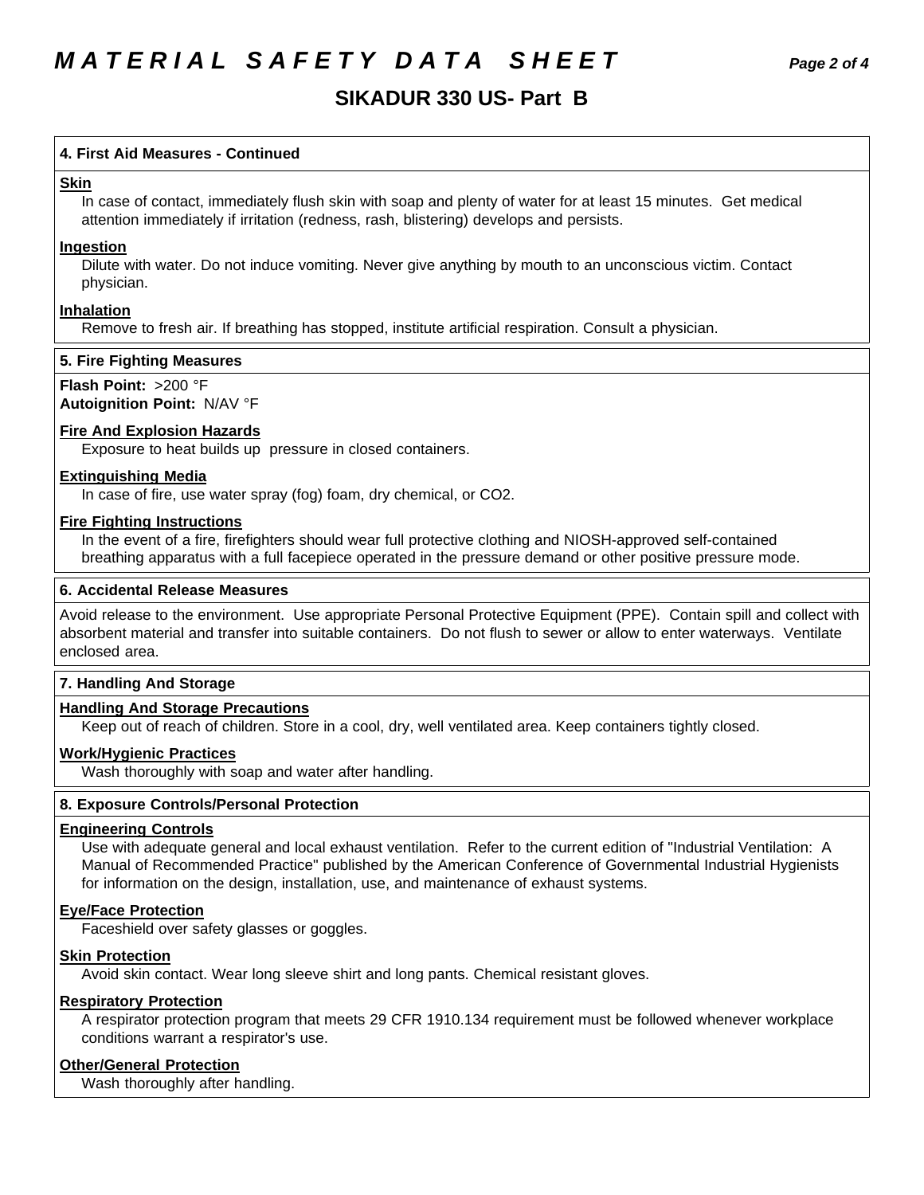# MATERIAL SAFETY DATA SHEET

## SIKADUR 330 US- Part B

### 4. First Aid Measures - Continued

**Skin**

In case of contact, immediately flush skin with soap and plenty of water for at least 15 minutes. Get medical attention immediately if irritation (redness, rash, blistering) develops and persists.

**Ingestion**

Dilute with water. Do not induce vomiting. Never give anything by mouth to an unconscious victim. Contact physician.

**Inhalation**

Remove to fresh air. If breathing has stopped, institute artificial respiration. Consult a physician.

### 5. Fire Fighting Measures

**Flash Point:** >200 °F
**Autoignition Point:** N/AV °F

**Fire And Explosion Hazards**

Exposure to heat builds up pressure in closed containers.

**Extinguishing Media**

In case of fire, use water spray (fog) foam, dry chemical, or $CO_2$.

**Fire Fighting Instructions**

In the event of a fire, firefighters should wear full protective clothing and NIOSH-approved self-contained breathing apparatus with a full facepiece operated in the pressure demand or other positive pressure mode.

### 6. Accidental Release Measures

Avoid release to the environment. Use appropriate Personal Protective Equipment (PPE). Contain spill and collect with absorbent material and transfer into suitable containers. Do not flush to sewer or allow to enter waterways. Ventilate enclosed area.

### 7. Handling And Storage

**Handling And Storage Precautions**

Keep out of reach of children. Store in a cool, dry, well ventilated area. Keep containers tightly closed.

**Work/Hygienic Practices**

Wash thoroughly with soap and water after handling.

### 8. Exposure Controls/Personal Protection

**Engineering Controls**

Use with adequate general and local exhaust ventilation. Refer to the current edition of "Industrial Ventilation: A Manual of Recommended Practice" published by the American Conference of Governmental Industrial Hygienists for information on the design, installation, use, and maintenance of exhaust systems.

**Eye/Face Protection**

Faceshield over safety glasses or goggles.

**Skin Protection**

Avoid skin contact. Wear long sleeve shirt and long pants. Chemical resistant gloves.

**Respiratory Protection**

A respirator protection program that meets 29 CFR 1910.134 requirement must be followed whenever workplace conditions warrant a respirator's use.

**Other/General Protection**

Wash thoroughly after handling.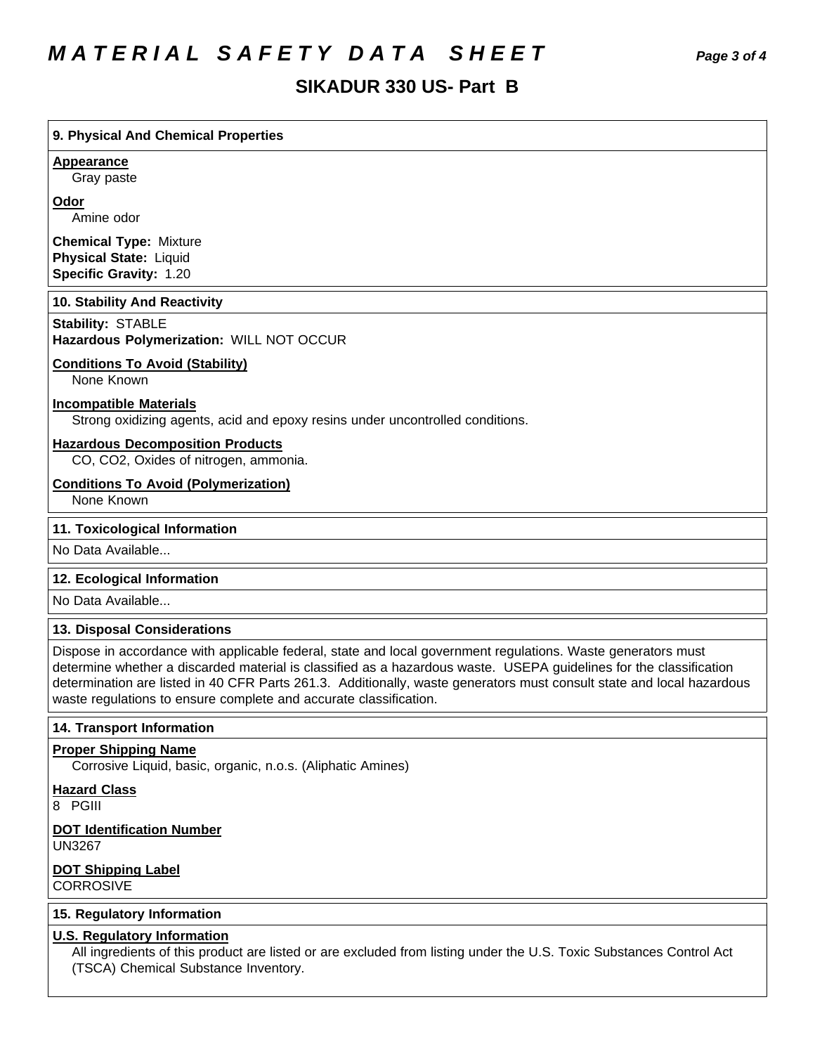## 9. Physical And Chemical Properties

**Appearance**
Gray paste

**Odor**
Amine odor

**Chemical Type:** Mixture
**Physical State:** Liquid
**Specific Gravity:** 1.20

## 10. Stability And Reactivity

**Stability:** STABLE
**Hazardous Polymerization:** WILL NOT OCCUR

**Conditions To Avoid (Stability)**
None Known

**Incompatible Materials**
Strong oxidizing agents, acid and epoxy resins under uncontrolled conditions.

**Hazardous Decomposition Products**
CO, $CO_2$, Oxides of nitrogen, ammonia.

**Conditions To Avoid (Polymerization)**
None Known

## 11. Toxicological Information

No Data Available...

## 12. Ecological Information

No Data Available...

## 13. Disposal Considerations

Dispose in accordance with applicable federal, state and local government regulations. Waste generators must determine whether a discarded material is classified as a hazardous waste. USEPA guidelines for the classification determination are listed in 40 CFR Parts 261.3. Additionally, waste generators must consult state and local hazardous waste regulations to ensure complete and accurate classification.

## 14. Transport Information

**Proper Shipping Name**
Corrosive Liquid, basic, organic, n.o.s. (Aliphatic Amines)

**Hazard Class**
8 PGIII

**DOT Identification Number**
UN3267

**DOT Shipping Label**
CORROSIVE

## 15. Regulatory Information

**U.S. Regulatory Information**
All ingredients of this product are listed or are excluded from listing under the U.S. Toxic Substances Control Act (TSCA) Chemical Substance Inventory.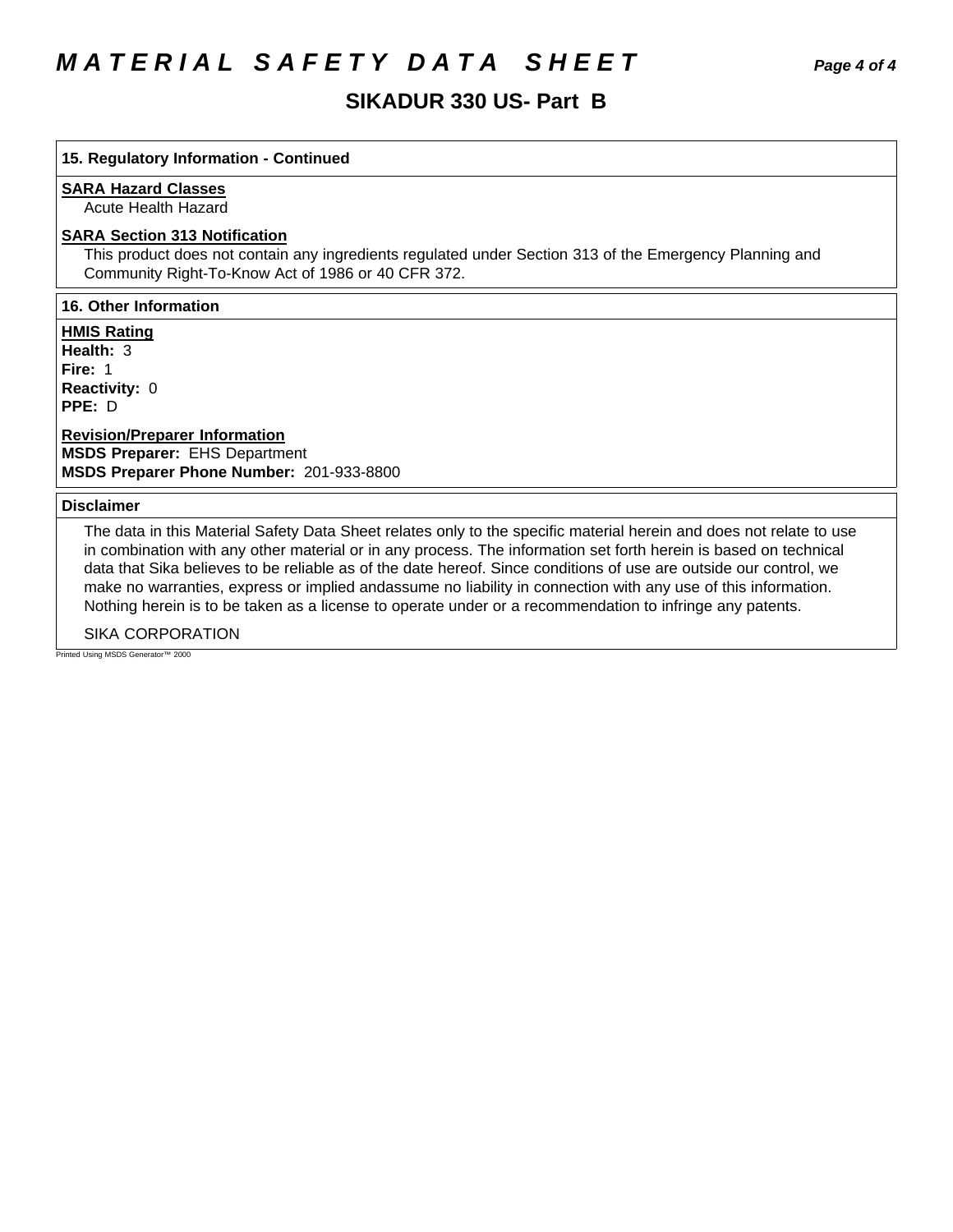# MATERIAL SAFETY DATA SHEET

## SIKADUR 330 US- Part B

### 15. Regulatory Information - Continued

**SARA Hazard Classes**

Acute Health Hazard

**SARA Section 313 Notification**

This product does not contain any ingredients regulated under Section 313 of the Emergency Planning and Community Right-To-Know Act of 1986 or 40 CFR 372.

### 16. Other Information

**HMIS Rating**

**Health:** 3
**Fire:** 1
**Reactivity:** 0
**PPE:** D

**Revision/Preparer Information**

**MSDS Preparer:** EHS Department
**MSDS Preparer Phone Number:** 201-933-8800

### Disclaimer

The data in this Material Safety Data Sheet relates only to the specific material herein and does not relate to use in combination with any other material or in any process. The information set forth herein is based on technical data that Sika believes to be reliable as of the date hereof. Since conditions of use are outside our control, we make no warranties, express or implied andassume no liability in connection with any use of this information. Nothing herein is to be taken as a license to operate under or a recommendation to infringe any patents.

SIKA CORPORATION

Printed Using MSDS Generator™ 2000